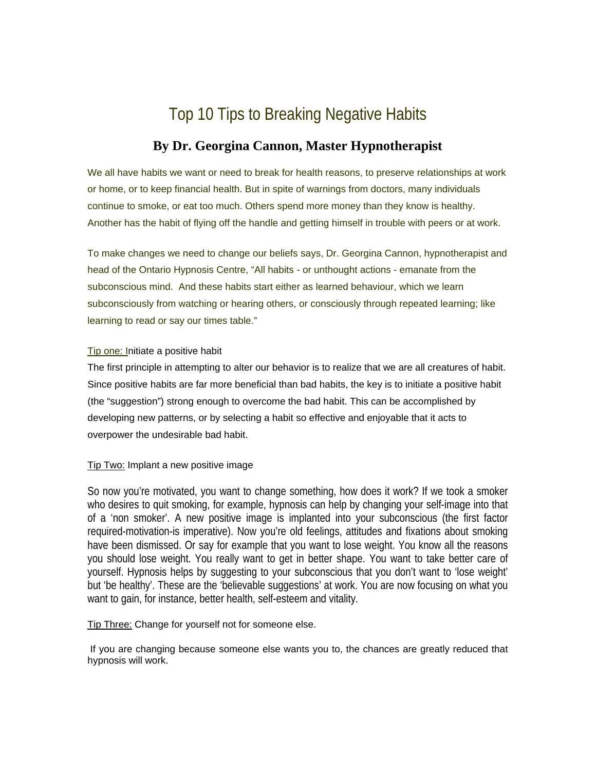# Top 10 Tips to Breaking Negative Habits

## By Dr. Georgina Cannon, Master Hypnotherapist

We all have habits we want or need to break for health reasons, to preserve relationships at work or home, or to keep financial health. But in spite of warnings from doctors, many individuals continue to smoke, or eat too much. Others spend more money than they know is healthy. Another has the habit of flying off the handle and getting himself in trouble with peers or at work.

To make changes we need to change our beliefs says, Dr. Georgina Cannon, hypnotherapist and head of the Ontario Hypnosis Centre, "All habits - or unthought actions - emanate from the subconscious mind. And these habits start either as learned behaviour, which we learn subconsciously from watching or hearing others, or consciously through repeated learning; like learning to read or say our times table."

Tip one: Initiate a positive habit

The first principle in attempting to alter our behavior is to realize that we are all creatures of habit. Since positive habits are far more beneficial than bad habits, the key is to initiate a positive habit (the "suggestion") strong enough to overcome the bad habit. This can be accomplished by developing new patterns, or by selecting a habit so effective and enjoyable that it acts to overpower the undesirable bad habit.

Tip Two: Implant a new positive image

So now you're motivated, you want to change something, how does it work? If we took a smoker who desires to quit smoking, for example, hypnosis can help by changing your self-image into that of a 'non smoker'. A new positive image is implanted into your subconscious (the first factor required-motivation-is imperative). Now you're old feelings, attitudes and fixations about smoking have been dismissed. Or say for example that you want to lose weight. You know all the reasons you should lose weight. You really want to get in better shape. You want to take better care of yourself. Hypnosis helps by suggesting to your subconscious that you don't want to 'lose weight' but 'be healthy'. These are the 'believable suggestions' at work. You are now focusing on what you want to gain, for instance, better health, self-esteem and vitality.

Tip Three: Change for yourself not for someone else.

If you are changing because someone else wants you to, the chances are greatly reduced that hypnosis will work.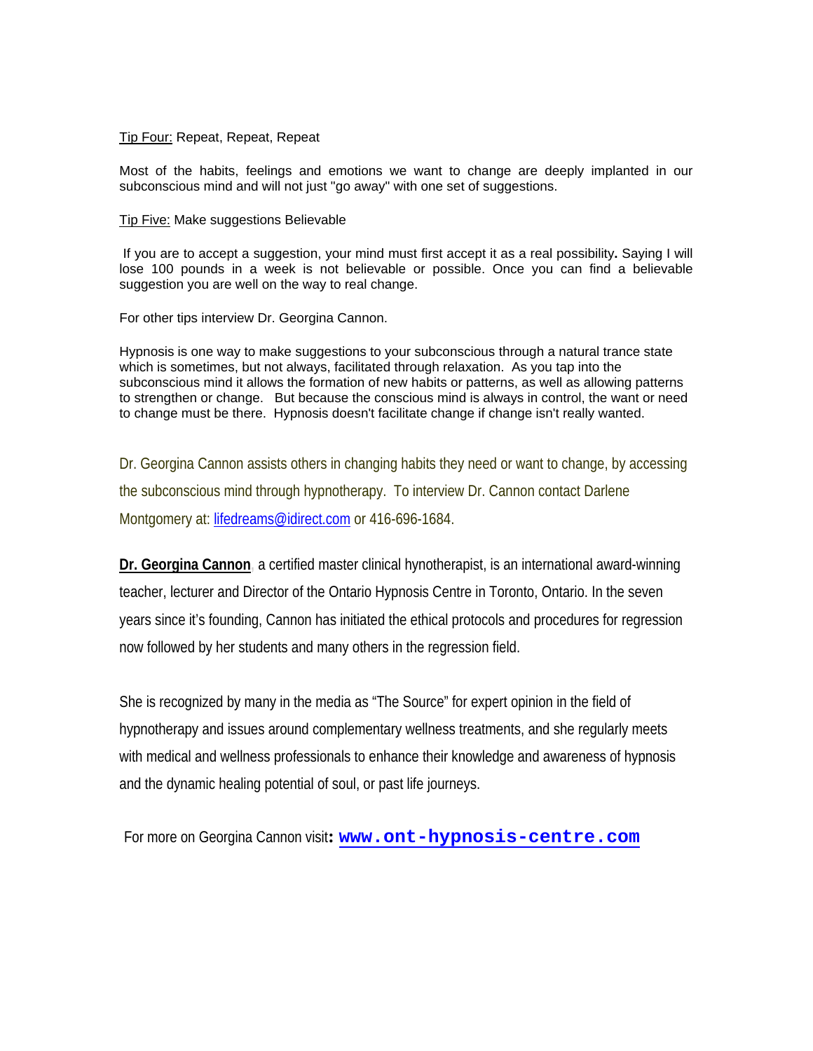<u>Tip Four:</u> Repeat, Repeat, Repeat

Most of the habits, feelings and emotions we want to change are deeply implanted in our subconscious mind and will not just "go away" with one set of suggestions.

<u>Tip Five:</u> Make suggestions Believable

If you are to accept a suggestion, your mind must first accept it as a real possibility**.** Saying I will lose 100 pounds in a week is not believable or possible. Once you can find a believable suggestion you are well on the way to real change.

For other tips interview Dr. Georgina Cannon.

Hypnosis is one way to make suggestions to your subconscious through a natural trance state which is sometimes, but not always, facilitated through relaxation. As you tap into the subconscious mind it allows the formation of new habits or patterns, as well as allowing patterns to strengthen or change. But because the conscious mind is always in control, the want or need to change must be there. Hypnosis doesn't facilitate change if change isn't really wanted.

Dr. Georgina Cannon assists others in changing habits they need or want to change, by accessing the subconscious mind through hypnotherapy. To interview Dr. Cannon contact Darlene Montgomery at: lifedreams@idirect.com or 416-696-1684.

**<u>Dr. Georgina Cannon</u>**, a certified master clinical hynotherapist, is an international award-winning teacher, lecturer and Director of the Ontario Hypnosis Centre in Toronto, Ontario. In the seven years since it's founding, Cannon has initiated the ethical protocols and procedures for regression now followed by her students and many others in the regression field.

She is recognized by many in the media as "The Source" for expert opinion in the field of hypnotherapy and issues around complementary wellness treatments, and she regularly meets with medical and wellness professionals to enhance their knowledge and awareness of hypnosis and the dynamic healing potential of soul, or past life journeys.

For more on Georgina Cannon visit**:** **www.ont-hypnosis-centre.com**